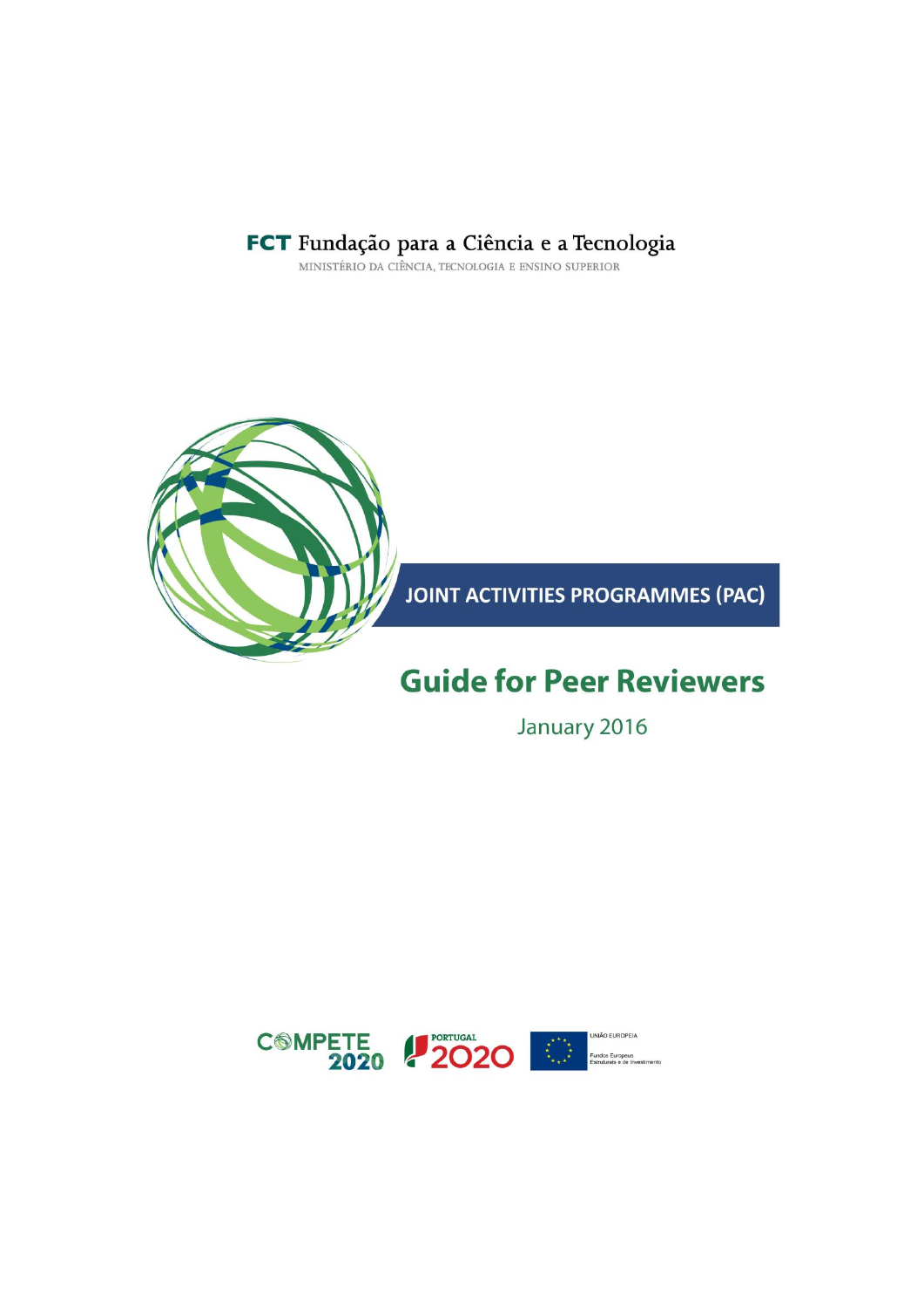**FCT** Fundação para a Ciência e a Tecnologia

MINISTÉRIO DA CIÊNCIA, TECNOLOGIA E ENSINO SUPERIOR

JOINT ACTIVITIES PROGRAMMES (PAC)

# Guide for Peer Reviewers

January 2016

COMPETE 2020 | PORTUGAL 2020 | UNIÃO EUROPEIA Fundos Europeus Estruturais e de Investimento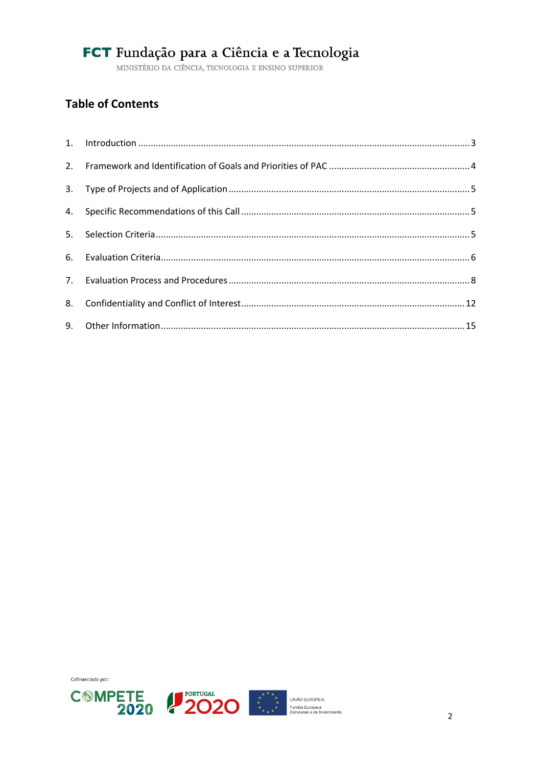## Table of Contents

1. Introduction .......... 3
2. Framework and Identification of Goals and Priorities of PAC .......... 4
3. Type of Projects and of Application .......... 5
4. Specific Recommendations of this Call .......... 5
5. Selection Criteria .......... 5
6. Evaluation Criteria .......... 6
7. Evaluation Process and Procedures .......... 8
8. Confidentiality and Conflict of Interest .......... 12
9. Other Information .......... 15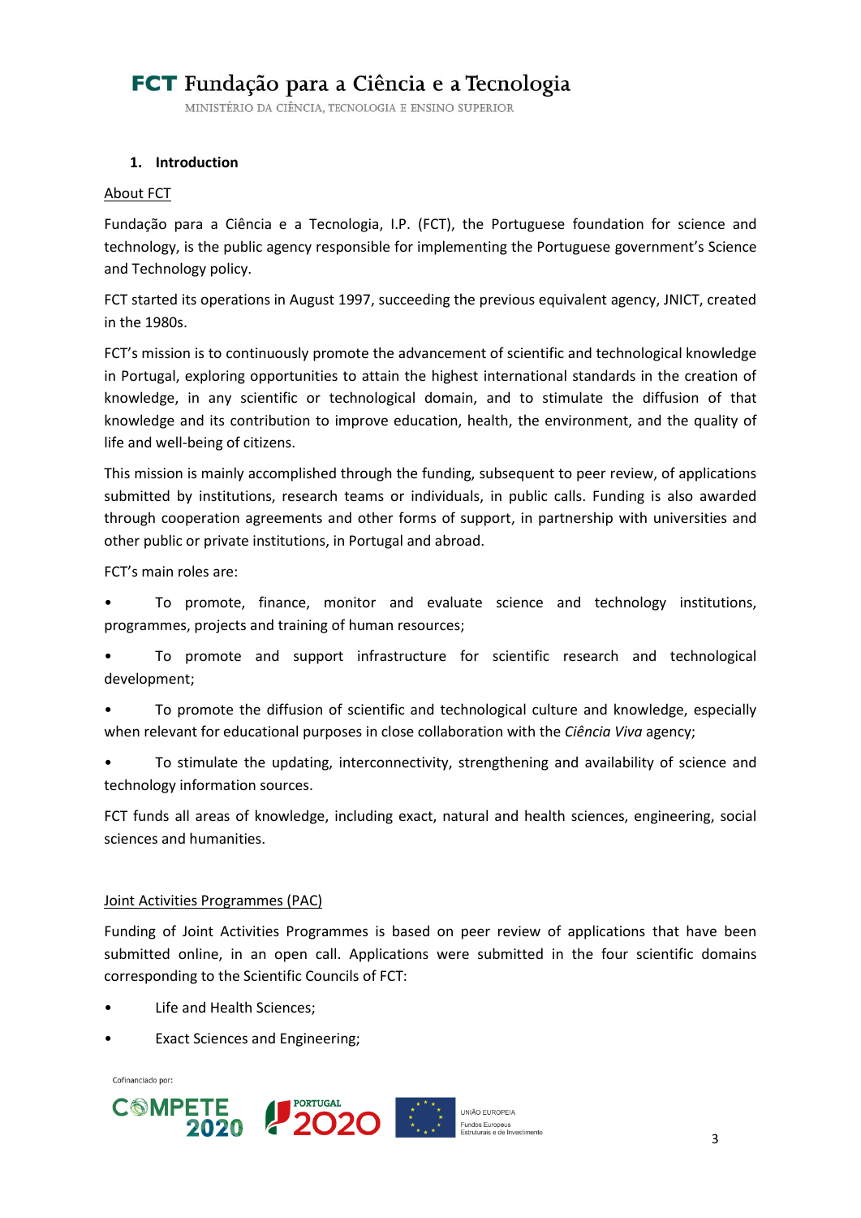## 1. Introduction

About FCT

Fundação para a Ciência e a Tecnologia, I.P. (FCT), the Portuguese foundation for science and technology, is the public agency responsible for implementing the Portuguese government's Science and Technology policy.

FCT started its operations in August 1997, succeeding the previous equivalent agency, JNICT, created in the 1980s.

FCT's mission is to continuously promote the advancement of scientific and technological knowledge in Portugal, exploring opportunities to attain the highest international standards in the creation of knowledge, in any scientific or technological domain, and to stimulate the diffusion of that knowledge and its contribution to improve education, health, the environment, and the quality of life and well-being of citizens.

This mission is mainly accomplished through the funding, subsequent to peer review, of applications submitted by institutions, research teams or individuals, in public calls. Funding is also awarded through cooperation agreements and other forms of support, in partnership with universities and other public or private institutions, in Portugal and abroad.

FCT's main roles are:

- To promote, finance, monitor and evaluate science and technology institutions, programmes, projects and training of human resources;
- To promote and support infrastructure for scientific research and technological development;
- To promote the diffusion of scientific and technological culture and knowledge, especially when relevant for educational purposes in close collaboration with the *Ciência Viva* agency;
- To stimulate the updating, interconnectivity, strengthening and availability of science and technology information sources.

FCT funds all areas of knowledge, including exact, natural and health sciences, engineering, social sciences and humanities.

Joint Activities Programmes (PAC)

Funding of Joint Activities Programmes is based on peer review of applications that have been submitted online, in an open call. Applications were submitted in the four scientific domains corresponding to the Scientific Councils of FCT:

- Life and Health Sciences;
- Exact Sciences and Engineering;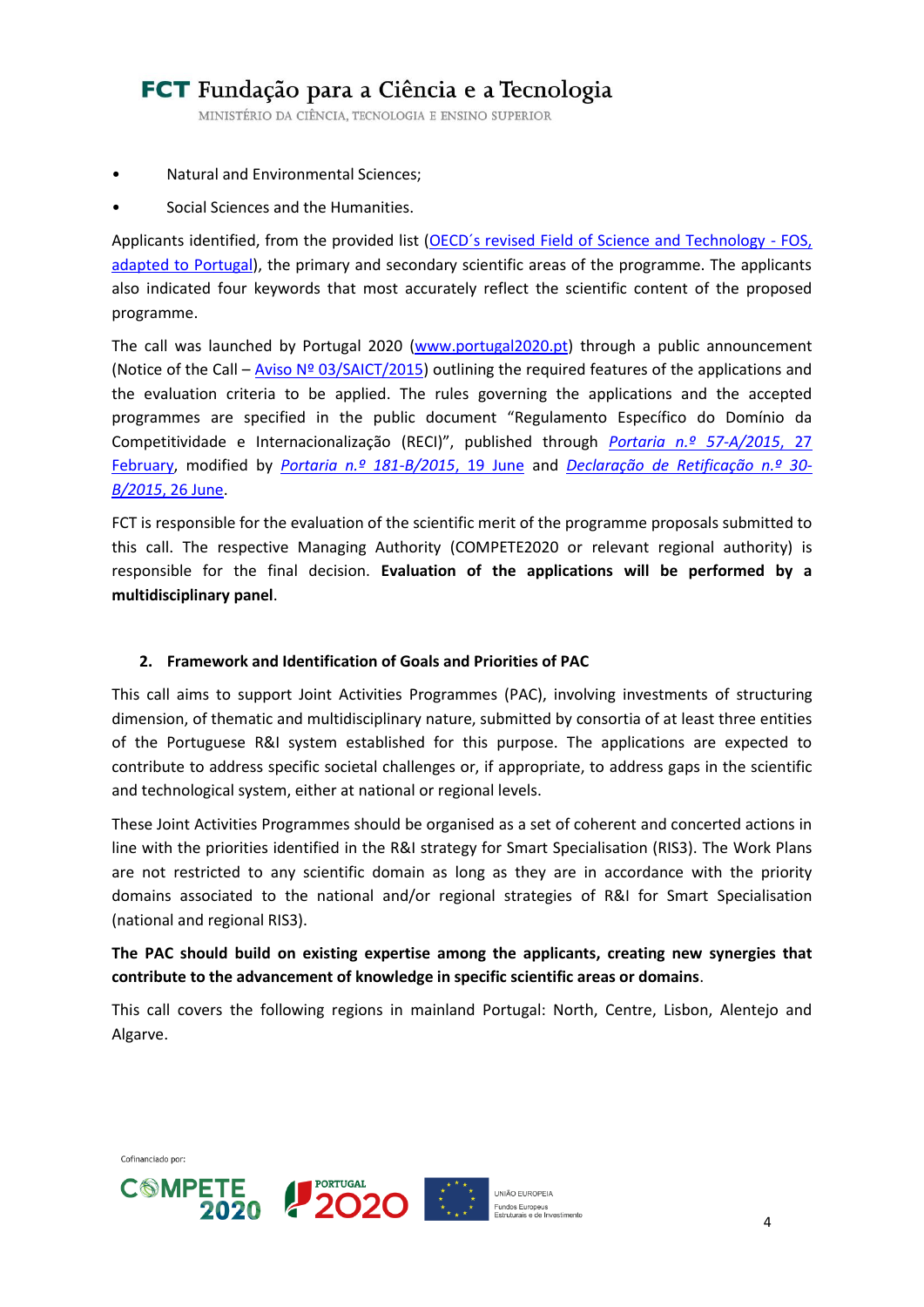- Natural and Environmental Sciences;
- Social Sciences and the Humanities.

Applicants identified, from the provided list ([OECD´s revised Field of Science and Technology - FOS, adapted to Portugal]()), the primary and secondary scientific areas of the programme. The applicants also indicated four keywords that most accurately reflect the scientific content of the proposed programme.

The call was launched by Portugal 2020 ([www.portugal2020.pt]()) through a public announcement (Notice of the Call – [Aviso Nº 03/SAICT/2015]()) outlining the required features of the applications and the evaluation criteria to be applied. The rules governing the applications and the accepted programmes are specified in the public document "Regulamento Específico do Domínio da Competitividade e Internacionalização (RECI)", published through [*Portaria n.º 57-A/2015*, 27 February](), modified by [*Portaria n.º 181-B/2015*, 19 June]() and [*Declaração de Retificação n.º 30-B/2015*, 26 June]().

FCT is responsible for the evaluation of the scientific merit of the programme proposals submitted to this call. The respective Managing Authority (COMPETE2020 or relevant regional authority) is responsible for the final decision. **Evaluation of the applications will be performed by a multidisciplinary panel**.

## 2. Framework and Identification of Goals and Priorities of PAC

This call aims to support Joint Activities Programmes (PAC), involving investments of structuring dimension, of thematic and multidisciplinary nature, submitted by consortia of at least three entities of the Portuguese R&I system established for this purpose. The applications are expected to contribute to address specific societal challenges or, if appropriate, to address gaps in the scientific and technological system, either at national or regional levels.

These Joint Activities Programmes should be organised as a set of coherent and concerted actions in line with the priorities identified in the R&I strategy for Smart Specialisation (RIS3). The Work Plans are not restricted to any scientific domain as long as they are in accordance with the priority domains associated to the national and/or regional strategies of R&I for Smart Specialisation (national and regional RIS3).

**The PAC should build on existing expertise among the applicants, creating new synergies that contribute to the advancement of knowledge in specific scientific areas or domains**.

This call covers the following regions in mainland Portugal: North, Centre, Lisbon, Alentejo and Algarve.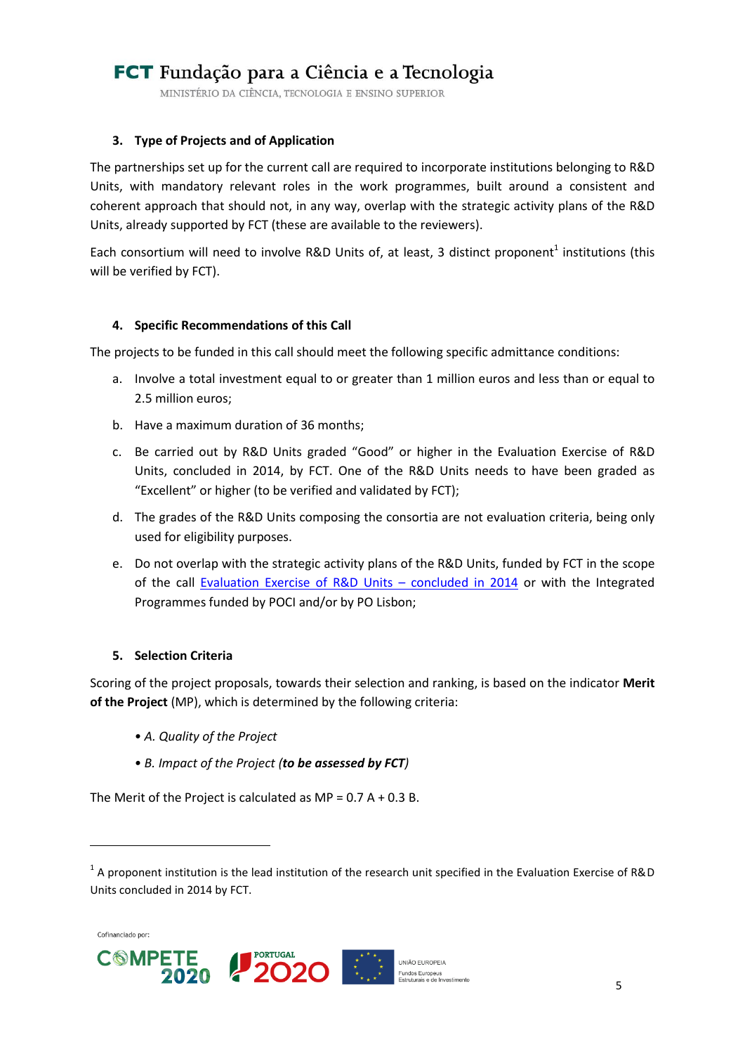### 3. Type of Projects and of Application

The partnerships set up for the current call are required to incorporate institutions belonging to R&D Units, with mandatory relevant roles in the work programmes, built around a consistent and coherent approach that should not, in any way, overlap with the strategic activity plans of the R&D Units, already supported by FCT (these are available to the reviewers).

Each consortium will need to involve R&D Units of, at least, 3 distinct proponent[1] institutions (this will be verified by FCT).

### 4. Specific Recommendations of this Call

The projects to be funded in this call should meet the following specific admittance conditions:

a. Involve a total investment equal to or greater than 1 million euros and less than or equal to 2.5 million euros;

b. Have a maximum duration of 36 months;

c. Be carried out by R&D Units graded "Good" or higher in the Evaluation Exercise of R&D Units, concluded in 2014, by FCT. One of the R&D Units needs to have been graded as "Excellent" or higher (to be verified and validated by FCT);

d. The grades of the R&D Units composing the consortia are not evaluation criteria, being only used for eligibility purposes.

e. Do not overlap with the strategic activity plans of the R&D Units, funded by FCT in the scope of the call Evaluation Exercise of R&D Units – concluded in 2014 or with the Integrated Programmes funded by POCI and/or by PO Lisbon;

### 5. Selection Criteria

Scoring of the project proposals, towards their selection and ranking, is based on the indicator **Merit of the Project** (MP), which is determined by the following criteria:

- *A. Quality of the Project*
- *B. Impact of the Project (**to be assessed by FCT**)*

The Merit of the Project is calculated as MP = 0.7 A + 0.3 B.

[1] A proponent institution is the lead institution of the research unit specified in the Evaluation Exercise of R&D Units concluded in 2014 by FCT.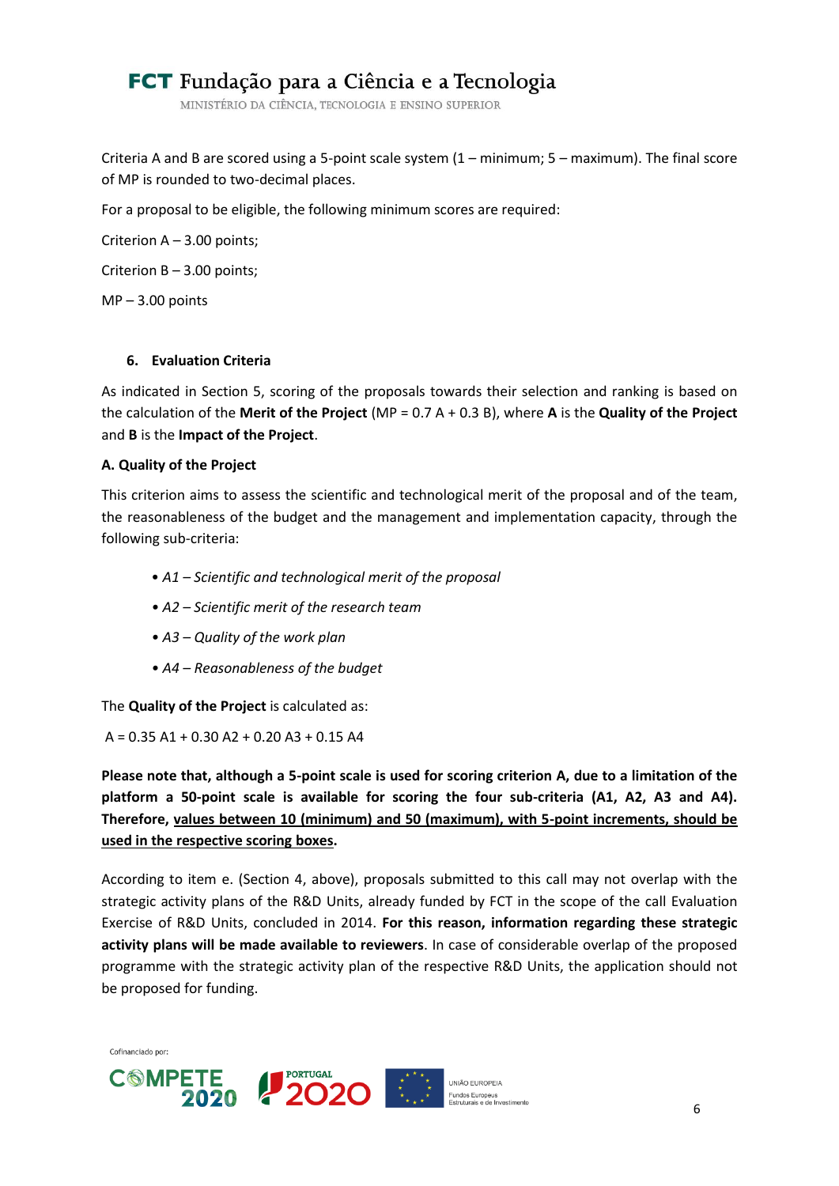Criteria A and B are scored using a 5-point scale system (1 – minimum; 5 – maximum). The final score of MP is rounded to two-decimal places.

For a proposal to be eligible, the following minimum scores are required:

Criterion A – 3.00 points;

Criterion B – 3.00 points;

MP – 3.00 points

## 6. Evaluation Criteria

As indicated in Section 5, scoring of the proposals towards their selection and ranking is based on the calculation of the **Merit of the Project** (MP = 0.7 A + 0.3 B), where **A** is the **Quality of the Project** and **B** is the **Impact of the Project**.

### A. Quality of the Project

This criterion aims to assess the scientific and technological merit of the proposal and of the team, the reasonableness of the budget and the management and implementation capacity, through the following sub-criteria:

- *A1 – Scientific and technological merit of the proposal*
- *A2 – Scientific merit of the research team*
- *A3 – Quality of the work plan*
- *A4 – Reasonableness of the budget*

The **Quality of the Project** is calculated as:

A = 0.35 A1 + 0.30 A2 + 0.20 A3 + 0.15 A4

**Please note that, although a 5-point scale is used for scoring criterion A, due to a limitation of the platform a 50-point scale is available for scoring the four sub-criteria (A1, A2, A3 and A4). Therefore, <u>values between 10 (minimum) and 50 (maximum), with 5-point increments, should be used in the respective scoring boxes</u>.**

According to item e. (Section 4, above), proposals submitted to this call may not overlap with the strategic activity plans of the R&D Units, already funded by FCT in the scope of the call Evaluation Exercise of R&D Units, concluded in 2014. **For this reason, information regarding these strategic activity plans will be made available to reviewers**. In case of considerable overlap of the proposed programme with the strategic activity plan of the respective R&D Units, the application should not be proposed for funding.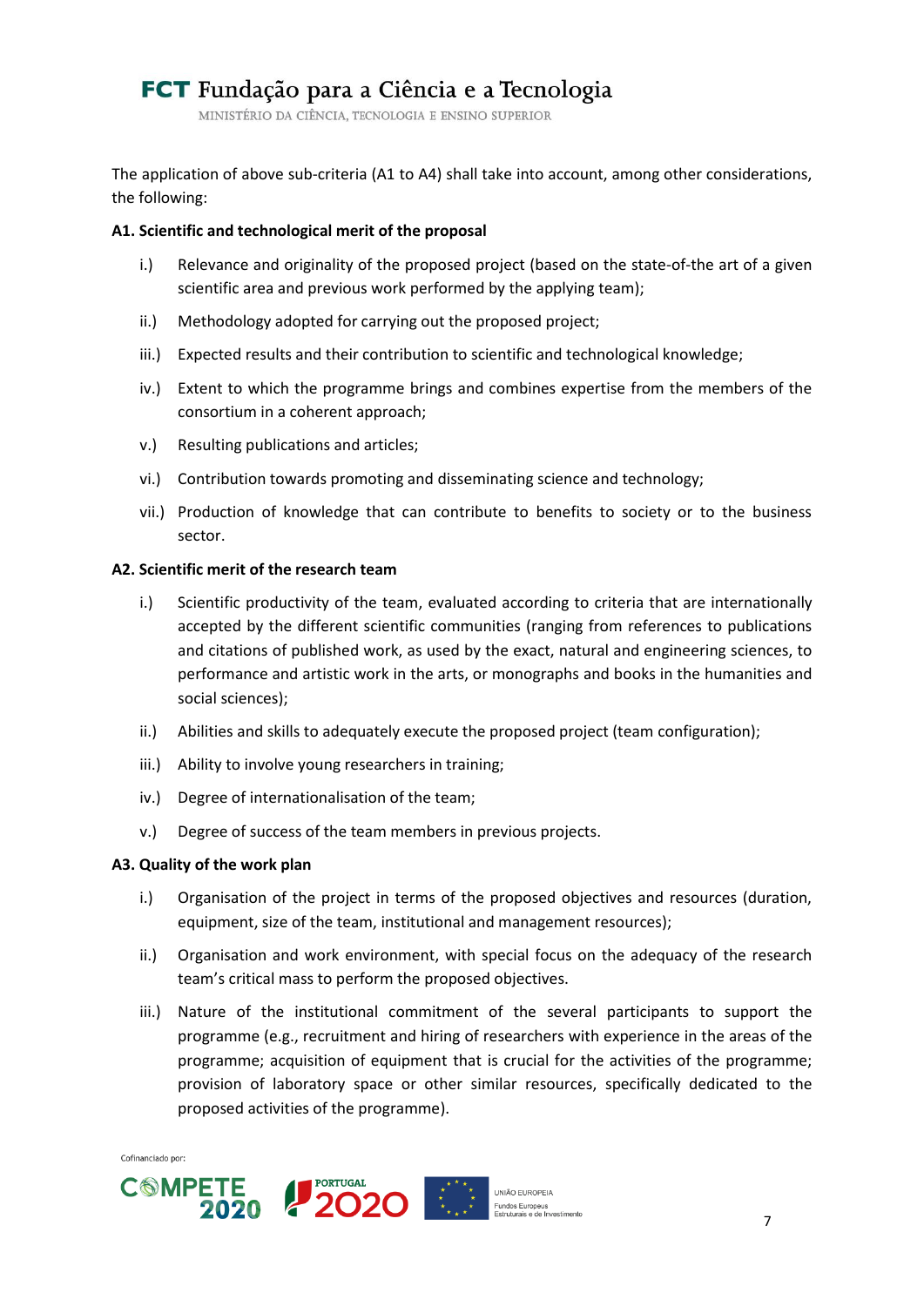The application of above sub-criteria (A1 to A4) shall take into account, among other considerations, the following:

**A1. Scientific and technological merit of the proposal**

i.) Relevance and originality of the proposed project (based on the state-of-the art of a given scientific area and previous work performed by the applying team);

ii.) Methodology adopted for carrying out the proposed project;

iii.) Expected results and their contribution to scientific and technological knowledge;

iv.) Extent to which the programme brings and combines expertise from the members of the consortium in a coherent approach;

v.) Resulting publications and articles;

vi.) Contribution towards promoting and disseminating science and technology;

vii.) Production of knowledge that can contribute to benefits to society or to the business sector.

**A2. Scientific merit of the research team**

i.) Scientific productivity of the team, evaluated according to criteria that are internationally accepted by the different scientific communities (ranging from references to publications and citations of published work, as used by the exact, natural and engineering sciences, to performance and artistic work in the arts, or monographs and books in the humanities and social sciences);

ii.) Abilities and skills to adequately execute the proposed project (team configuration);

iii.) Ability to involve young researchers in training;

iv.) Degree of internationalisation of the team;

v.) Degree of success of the team members in previous projects.

**A3. Quality of the work plan**

i.) Organisation of the project in terms of the proposed objectives and resources (duration, equipment, size of the team, institutional and management resources);

ii.) Organisation and work environment, with special focus on the adequacy of the research team's critical mass to perform the proposed objectives.

iii.) Nature of the institutional commitment of the several participants to support the programme (e.g., recruitment and hiring of researchers with experience in the areas of the programme; acquisition of equipment that is crucial for the activities of the programme; provision of laboratory space or other similar resources, specifically dedicated to the proposed activities of the programme).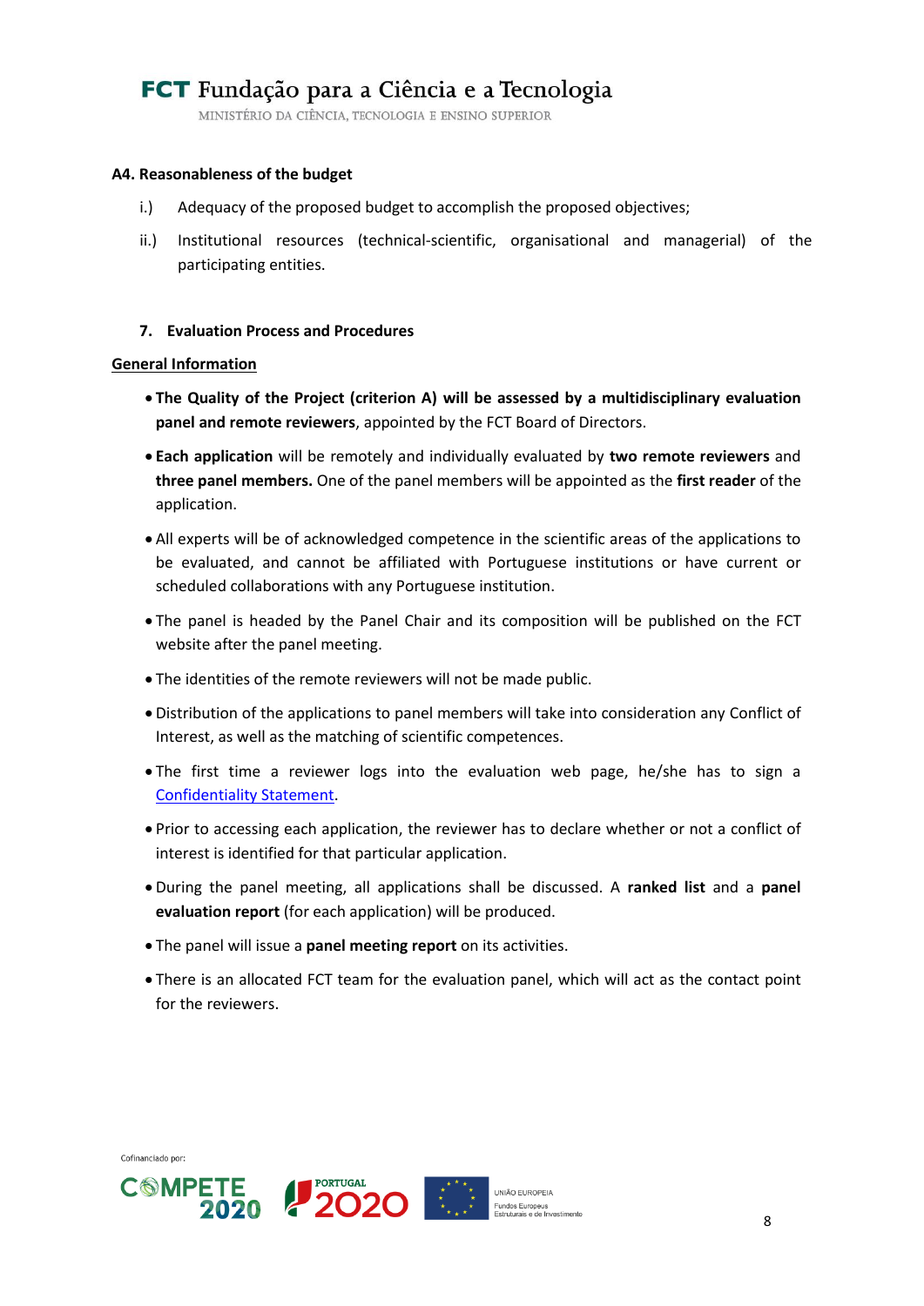**A4. Reasonableness of the budget**

i.) Adequacy of the proposed budget to accomplish the proposed objectives;

ii.) Institutional resources (technical-scientific, organisational and managerial) of the participating entities.

## 7. Evaluation Process and Procedures

<u>**General Information**</u>

- **The Quality of the Project (criterion A) will be assessed by a multidisciplinary evaluation panel and remote reviewers**, appointed by the FCT Board of Directors.
- **Each application** will be remotely and individually evaluated by **two remote reviewers** and **three panel members.** One of the panel members will be appointed as the **first reader** of the application.
- All experts will be of acknowledged competence in the scientific areas of the applications to be evaluated, and cannot be affiliated with Portuguese institutions or have current or scheduled collaborations with any Portuguese institution.
- The panel is headed by the Panel Chair and its composition will be published on the FCT website after the panel meeting.
- The identities of the remote reviewers will not be made public.
- Distribution of the applications to panel members will take into consideration any Conflict of Interest, as well as the matching of scientific competences.
- The first time a reviewer logs into the evaluation web page, he/she has to sign a Confidentiality Statement.
- Prior to accessing each application, the reviewer has to declare whether or not a conflict of interest is identified for that particular application.
- During the panel meeting, all applications shall be discussed. A **ranked list** and a **panel evaluation report** (for each application) will be produced.
- The panel will issue a **panel meeting report** on its activities.
- There is an allocated FCT team for the evaluation panel, which will act as the contact point for the reviewers.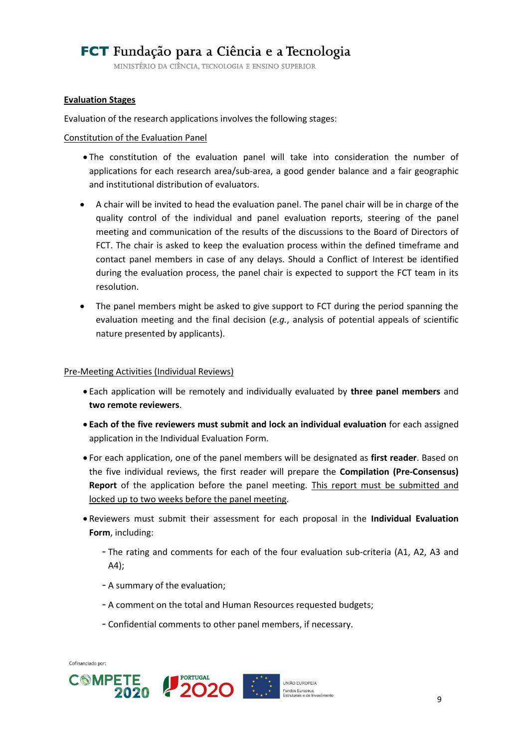**Evaluation Stages**

Evaluation of the research applications involves the following stages:

Constitution of the Evaluation Panel

- The constitution of the evaluation panel will take into consideration the number of applications for each research area/sub-area, a good gender balance and a fair geographic and institutional distribution of evaluators.
- A chair will be invited to head the evaluation panel. The panel chair will be in charge of the quality control of the individual and panel evaluation reports, steering of the panel meeting and communication of the results of the discussions to the Board of Directors of FCT. The chair is asked to keep the evaluation process within the defined timeframe and contact panel members in case of any delays. Should a Conflict of Interest be identified during the evaluation process, the panel chair is expected to support the FCT team in its resolution.
- The panel members might be asked to give support to FCT during the period spanning the evaluation meeting and the final decision (*e.g.*, analysis of potential appeals of scientific nature presented by applicants).

Pre-Meeting Activities (Individual Reviews)

- Each application will be remotely and individually evaluated by **three panel members** and **two remote reviewers**.
- **Each of the five reviewers must submit and lock an individual evaluation** for each assigned application in the Individual Evaluation Form.
- For each application, one of the panel members will be designated as **first reader**. Based on the five individual reviews, the first reader will prepare the **Compilation (Pre-Consensus) Report** of the application before the panel meeting. This report must be submitted and locked up to two weeks before the panel meeting.
- Reviewers must submit their assessment for each proposal in the **Individual Evaluation Form**, including:
  - The rating and comments for each of the four evaluation sub-criteria (A1, A2, A3 and A4);
  - A summary of the evaluation;
  - A comment on the total and Human Resources requested budgets;
  - Confidential comments to other panel members, if necessary.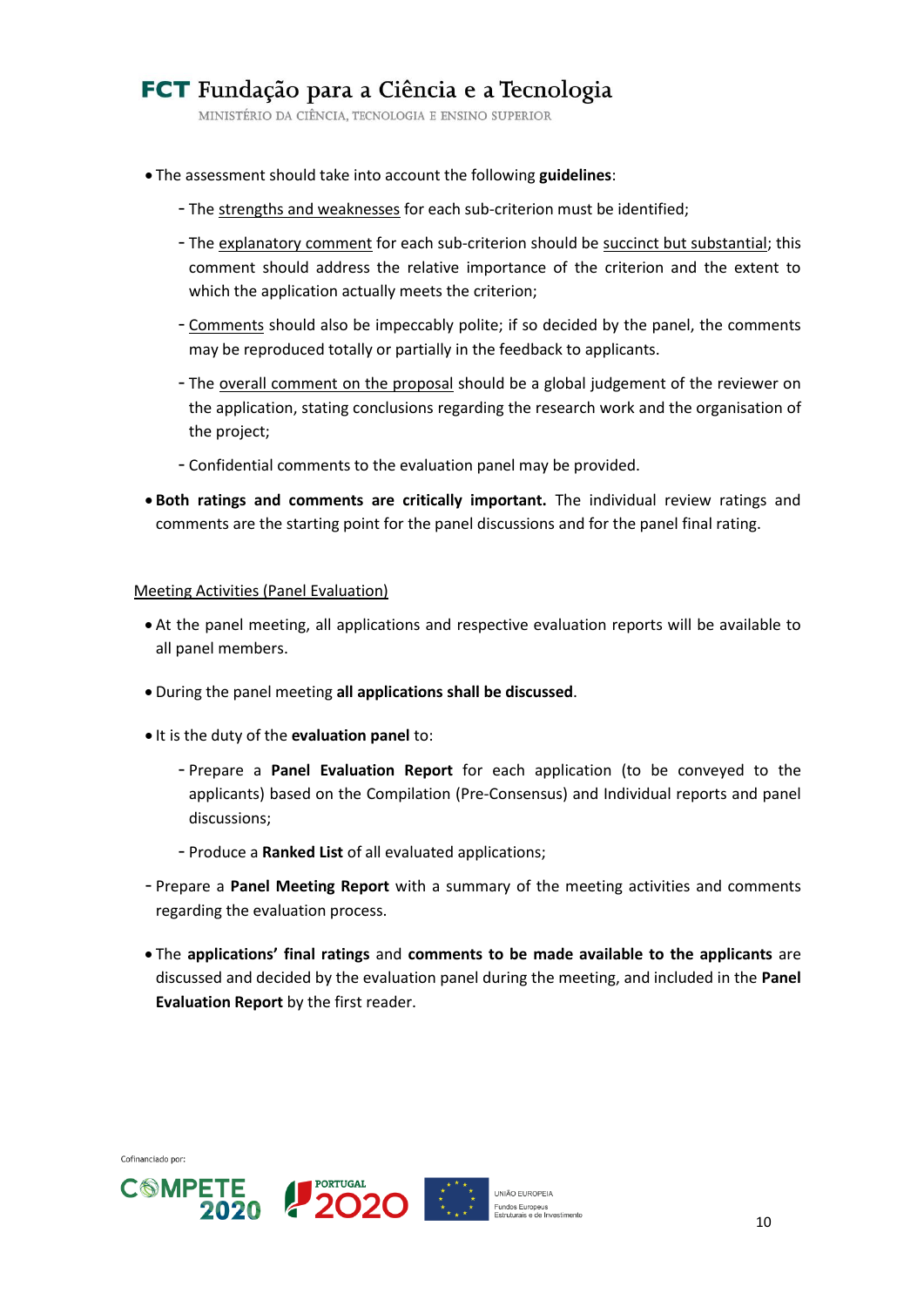- The assessment should take into account the following **guidelines**:
  - The strengths and weaknesses for each sub-criterion must be identified;
  - The explanatory comment for each sub-criterion should be succinct but substantial; this comment should address the relative importance of the criterion and the extent to which the application actually meets the criterion;
  - Comments should also be impeccably polite; if so decided by the panel, the comments may be reproduced totally or partially in the feedback to applicants.
  - The overall comment on the proposal should be a global judgement of the reviewer on the application, stating conclusions regarding the research work and the organisation of the project;
  - Confidential comments to the evaluation panel may be provided.
- **Both ratings and comments are critically important.** The individual review ratings and comments are the starting point for the panel discussions and for the panel final rating.

Meeting Activities (Panel Evaluation)

- At the panel meeting, all applications and respective evaluation reports will be available to all panel members.
- During the panel meeting **all applications shall be discussed**.
- It is the duty of the **evaluation panel** to:
  - Prepare a **Panel Evaluation Report** for each application (to be conveyed to the applicants) based on the Compilation (Pre-Consensus) and Individual reports and panel discussions;
  - Produce a **Ranked List** of all evaluated applications;
- Prepare a **Panel Meeting Report** with a summary of the meeting activities and comments regarding the evaluation process.
- The **applications' final ratings** and **comments to be made available to the applicants** are discussed and decided by the evaluation panel during the meeting, and included in the **Panel Evaluation Report** by the first reader.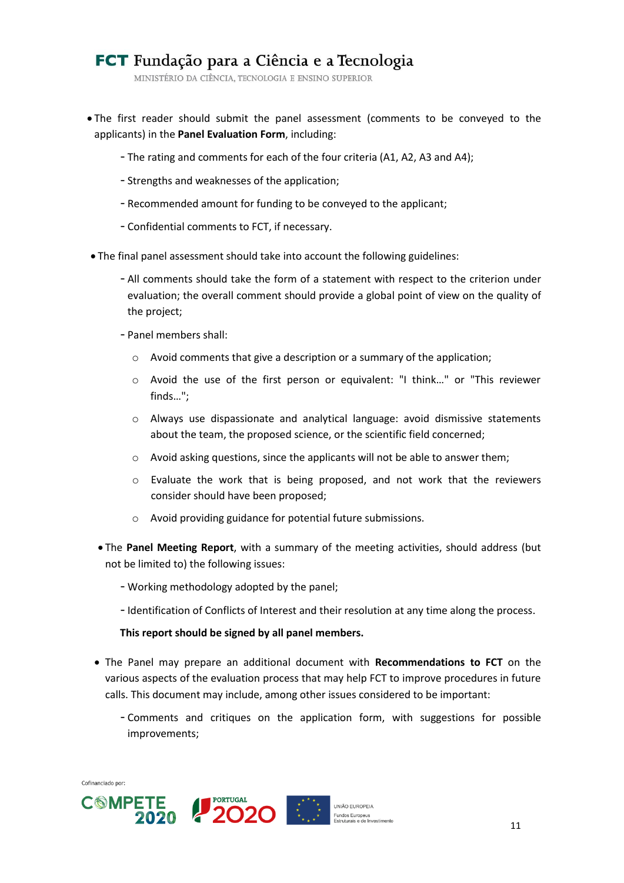- The first reader should submit the panel assessment (comments to be conveyed to the applicants) in the **Panel Evaluation Form**, including:
  - The rating and comments for each of the four criteria (A1, A2, A3 and A4);
  - Strengths and weaknesses of the application;
  - Recommended amount for funding to be conveyed to the applicant;
  - Confidential comments to FCT, if necessary.
- The final panel assessment should take into account the following guidelines:
  - All comments should take the form of a statement with respect to the criterion under evaluation; the overall comment should provide a global point of view on the quality of the project;
  - Panel members shall:
    - Avoid comments that give a description or a summary of the application;
    - Avoid the use of the first person or equivalent: "I think…" or "This reviewer finds…";
    - Always use dispassionate and analytical language: avoid dismissive statements about the team, the proposed science, or the scientific field concerned;
    - Avoid asking questions, since the applicants will not be able to answer them;
    - Evaluate the work that is being proposed, and not work that the reviewers consider should have been proposed;
    - Avoid providing guidance for potential future submissions.
- The **Panel Meeting Report**, with a summary of the meeting activities, should address (but not be limited to) the following issues:
  - Working methodology adopted by the panel;
  - Identification of Conflicts of Interest and their resolution at any time along the process.

  **This report should be signed by all panel members.**
- The Panel may prepare an additional document with **Recommendations to FCT** on the various aspects of the evaluation process that may help FCT to improve procedures in future calls. This document may include, among other issues considered to be important:
  - Comments and critiques on the application form, with suggestions for possible improvements;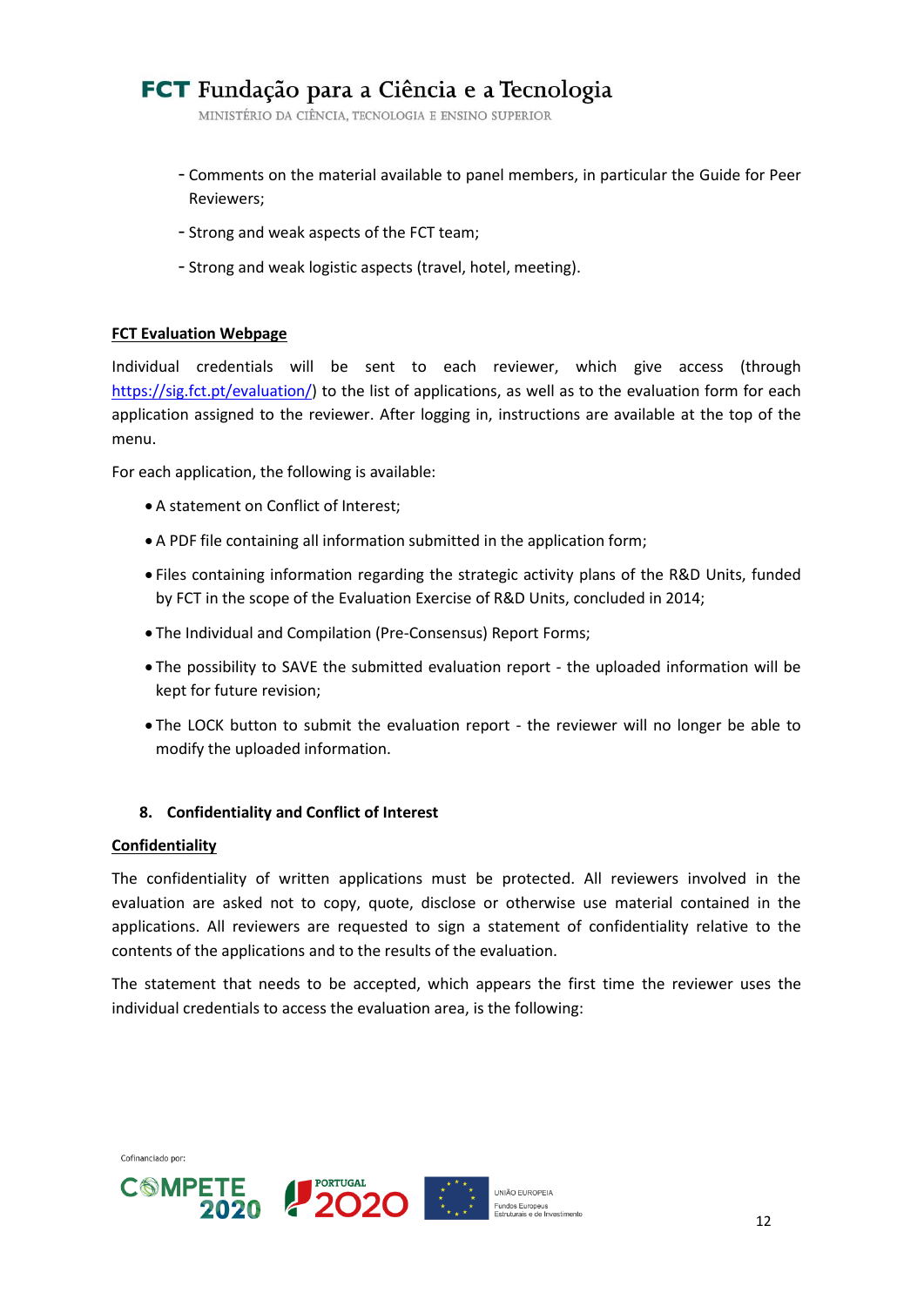- Comments on the material available to panel members, in particular the Guide for Peer Reviewers;
- Strong and weak aspects of the FCT team;
- Strong and weak logistic aspects (travel, hotel, meeting).

**FCT Evaluation Webpage**

Individual credentials will be sent to each reviewer, which give access (through [https://sig.fct.pt/evaluation/](https://sig.fct.pt/evaluation/)) to the list of applications, as well as to the evaluation form for each application assigned to the reviewer. After logging in, instructions are available at the top of the menu.

For each application, the following is available:

- A statement on Conflict of Interest;
- A PDF file containing all information submitted in the application form;
- Files containing information regarding the strategic activity plans of the R&D Units, funded by FCT in the scope of the Evaluation Exercise of R&D Units, concluded in 2014;
- The Individual and Compilation (Pre-Consensus) Report Forms;
- The possibility to SAVE the submitted evaluation report - the uploaded information will be kept for future revision;
- The LOCK button to submit the evaluation report - the reviewer will no longer be able to modify the uploaded information.

## 8. Confidentiality and Conflict of Interest

**Confidentiality**

The confidentiality of written applications must be protected. All reviewers involved in the evaluation are asked not to copy, quote, disclose or otherwise use material contained in the applications. All reviewers are requested to sign a statement of confidentiality relative to the contents of the applications and to the results of the evaluation.

The statement that needs to be accepted, which appears the first time the reviewer uses the individual credentials to access the evaluation area, is the following: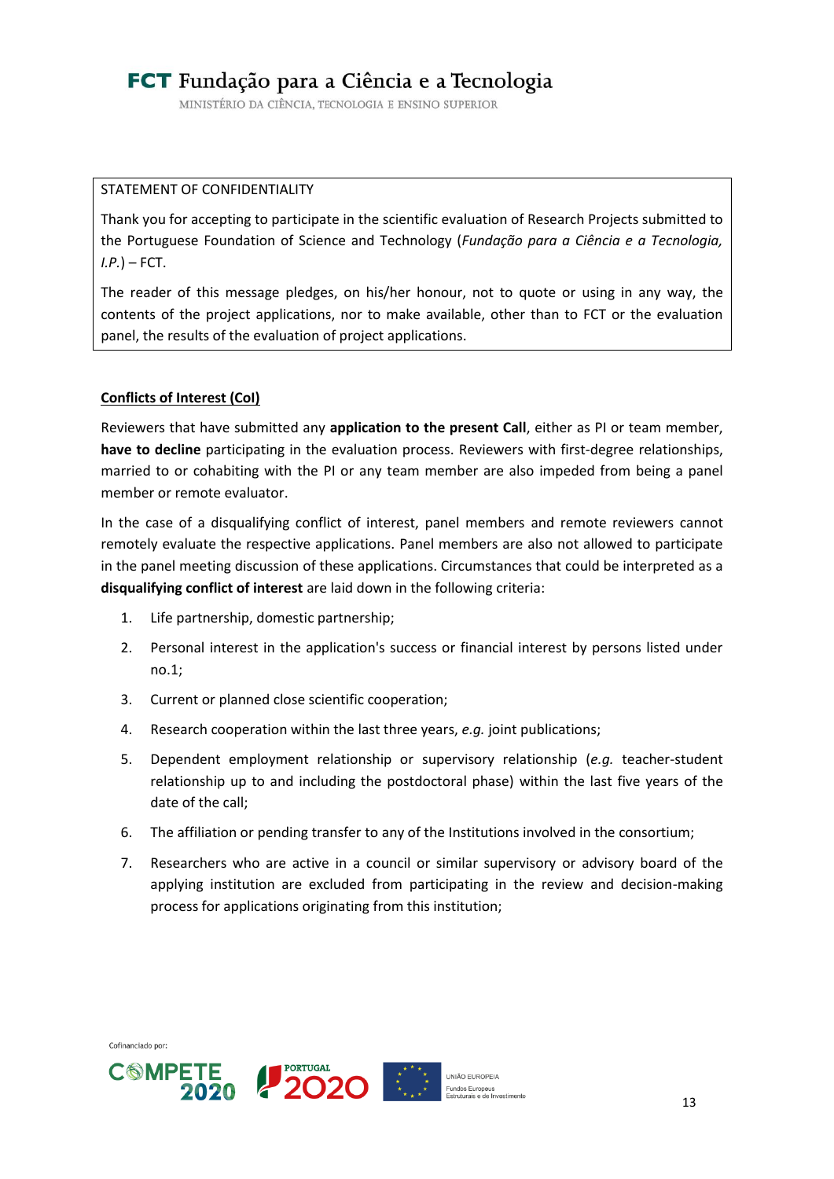STATEMENT OF CONFIDENTIALITY

Thank you for accepting to participate in the scientific evaluation of Research Projects submitted to the Portuguese Foundation of Science and Technology (*Fundação para a Ciência e a Tecnologia, I.P.*) – FCT.

The reader of this message pledges, on his/her honour, not to quote or using in any way, the contents of the project applications, nor to make available, other than to FCT or the evaluation panel, the results of the evaluation of project applications.

**Conflicts of Interest (CoI)**

Reviewers that have submitted any **application to the present Call**, either as PI or team member, **have to decline** participating in the evaluation process. Reviewers with first-degree relationships, married to or cohabiting with the PI or any team member are also impeded from being a panel member or remote evaluator.

In the case of a disqualifying conflict of interest, panel members and remote reviewers cannot remotely evaluate the respective applications. Panel members are also not allowed to participate in the panel meeting discussion of these applications. Circumstances that could be interpreted as a **disqualifying conflict of interest** are laid down in the following criteria:

1. Life partnership, domestic partnership;
2. Personal interest in the application's success or financial interest by persons listed under no.1;
3. Current or planned close scientific cooperation;
4. Research cooperation within the last three years, *e.g.* joint publications;
5. Dependent employment relationship or supervisory relationship (*e.g.* teacher-student relationship up to and including the postdoctoral phase) within the last five years of the date of the call;
6. The affiliation or pending transfer to any of the Institutions involved in the consortium;
7. Researchers who are active in a council or similar supervisory or advisory board of the applying institution are excluded from participating in the review and decision-making process for applications originating from this institution;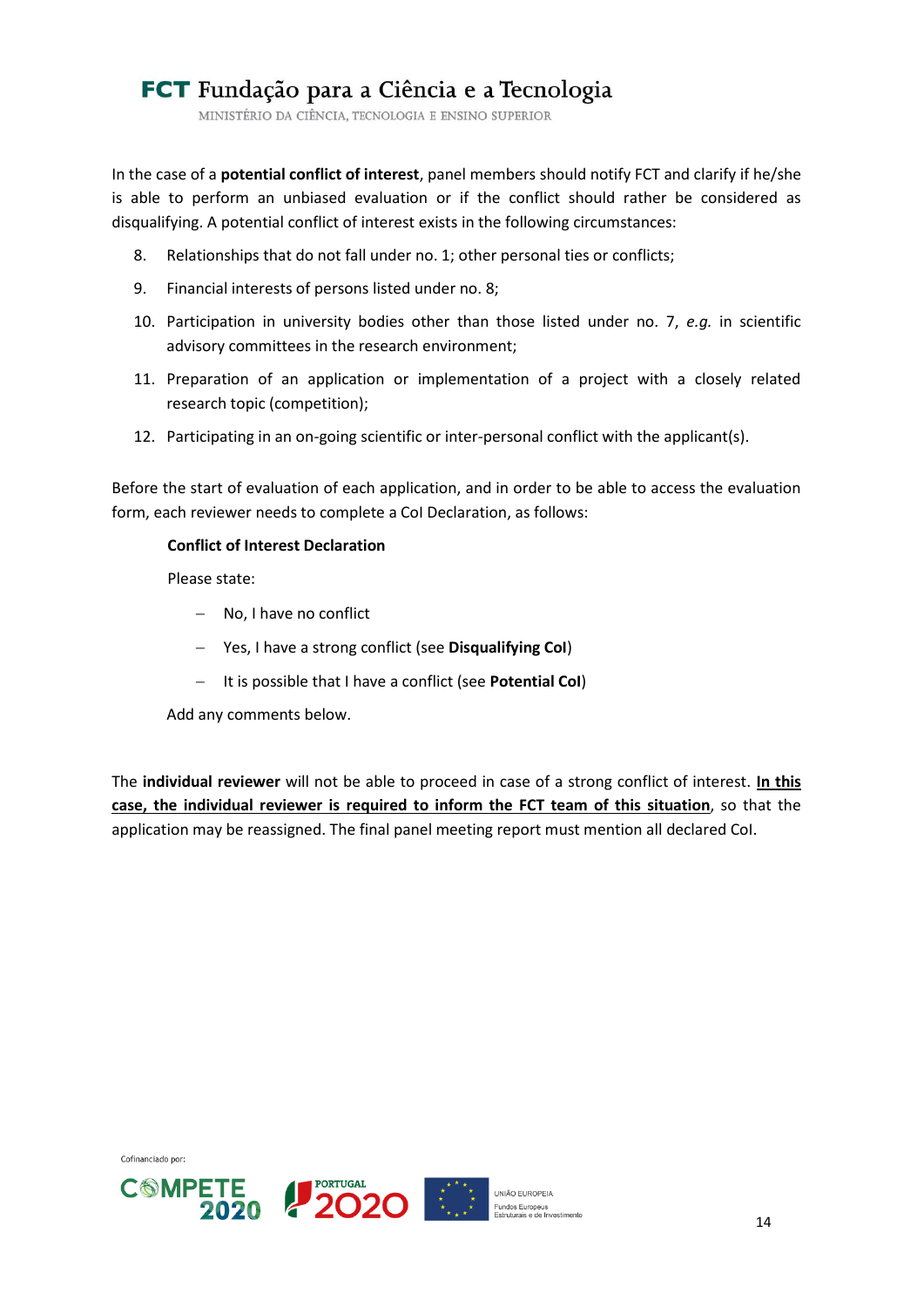In the case of a **potential conflict of interest**, panel members should notify FCT and clarify if he/she is able to perform an unbiased evaluation or if the conflict should rather be considered as disqualifying. A potential conflict of interest exists in the following circumstances:

8. Relationships that do not fall under no. 1; other personal ties or conflicts;
9. Financial interests of persons listed under no. 8;
10. Participation in university bodies other than those listed under no. 7, *e.g.* in scientific advisory committees in the research environment;
11. Preparation of an application or implementation of a project with a closely related research topic (competition);
12. Participating in an on-going scientific or inter-personal conflict with the applicant(s).

Before the start of evaluation of each application, and in order to be able to access the evaluation form, each reviewer needs to complete a CoI Declaration, as follows:

> **Conflict of Interest Declaration**
>
> Please state:
>
> - No, I have no conflict
> - Yes, I have a strong conflict (see **Disqualifying CoI**)
> - It is possible that I have a conflict (see **Potential CoI**)
>
> Add any comments below.

The **individual reviewer** will not be able to proceed in case of a strong conflict of interest. **In this case, the individual reviewer is required to inform the FCT team of this situation**, so that the application may be reassigned. The final panel meeting report must mention all declared CoI.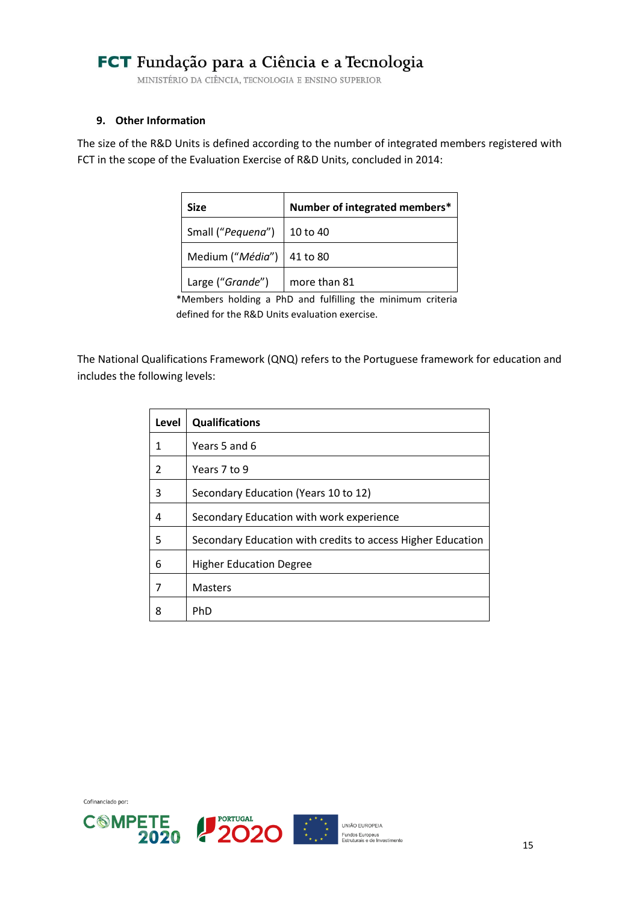## 9. Other Information

The size of the R&D Units is defined according to the number of integrated members registered with FCT in the scope of the Evaluation Exercise of R&D Units, concluded in 2014:

| Size | Number of integrated members* |
|---|---|
| Small (“*Pequena*”) | 10 to 40 |
| Medium (“*Média*”) | 41 to 80 |
| Large (“*Grande*”) | more than 81 |

*Members holding a PhD and fulfilling the minimum criteria defined for the R&D Units evaluation exercise.

The National Qualifications Framework (QNQ) refers to the Portuguese framework for education and includes the following levels:

| Level | Qualifications |
|---|---|
| 1 | Years 5 and 6 |
| 2 | Years 7 to 9 |
| 3 | Secondary Education (Years 10 to 12) |
| 4 | Secondary Education with work experience |
| 5 | Secondary Education with credits to access Higher Education |
| 6 | Higher Education Degree |
| 7 | Masters |
| 8 | PhD |